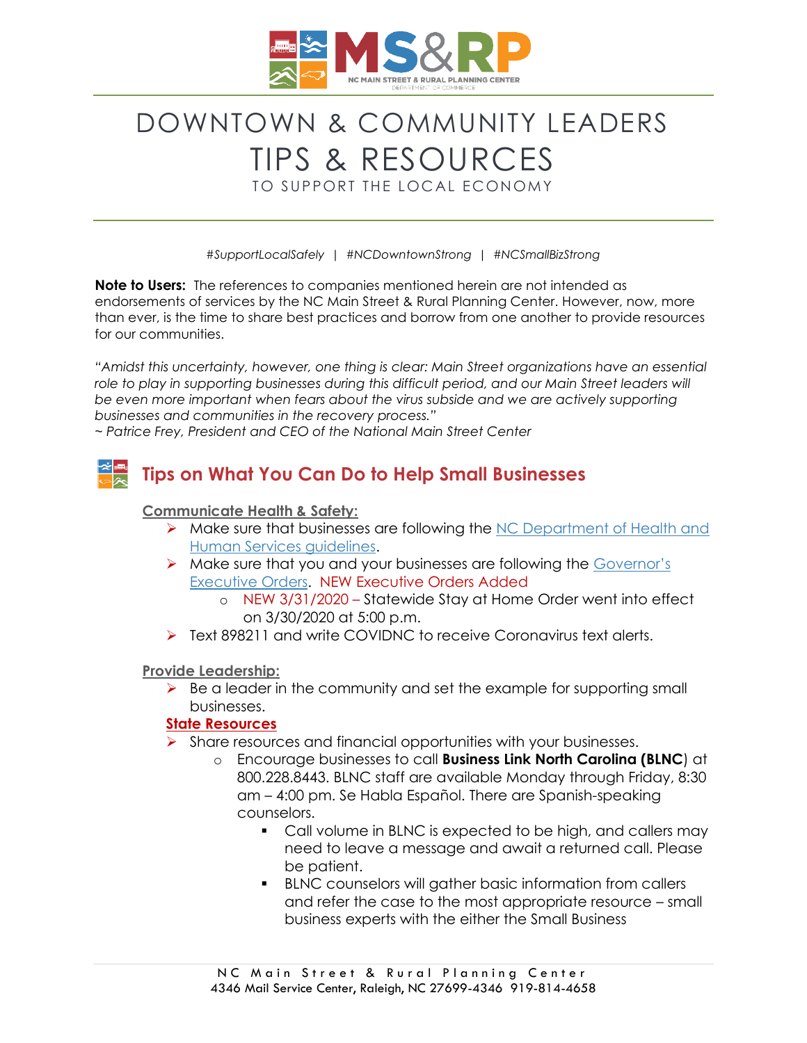# DOWNTOWN & COMMUNITY LEADERS TIPS & RESOURCES

TO SUPPORT THE LOCAL ECONOMY

*#SupportLocalSafely | #NCDowntownStrong | #NCSmallBizStrong*

**Note to Users:** The references to companies mentioned herein are not intended as endorsements of services by the NC Main Street & Rural Planning Center. However, now, more than ever, is the time to share best practices and borrow from one another to provide resources for our communities.

*"Amidst this uncertainty, however, one thing is clear: Main Street organizations have an essential role to play in supporting businesses during this difficult period, and our Main Street leaders will be even more important when fears about the virus subside and we are actively supporting businesses and communities in the recovery process."*
*~ Patrice Frey, President and CEO of the National Main Street Center*

## Tips on What You Can Do to Help Small Businesses

**Communicate Health & Safety:**

- Make sure that businesses are following the NC Department of Health and Human Services guidelines.
- Make sure that you and your businesses are following the Governor's Executive Orders. NEW Executive Orders Added
  - NEW 3/31/2020 – Statewide Stay at Home Order went into effect on 3/30/2020 at 5:00 p.m.
- Text 898211 and write COVIDNC to receive Coronavirus text alerts.

**Provide Leadership:**

- Be a leader in the community and set the example for supporting small businesses.

**State Resources**

- Share resources and financial opportunities with your businesses.
  - Encourage businesses to call **Business Link North Carolina (BLNC**) at 800.228.8443. BLNC staff are available Monday through Friday, 8:30 am – 4:00 pm. Se Habla Español. There are Spanish-speaking counselors.
    - Call volume in BLNC is expected to be high, and callers may need to leave a message and await a returned call. Please be patient.
    - BLNC counselors will gather basic information from callers and refer the case to the most appropriate resource – small business experts with the either the Small Business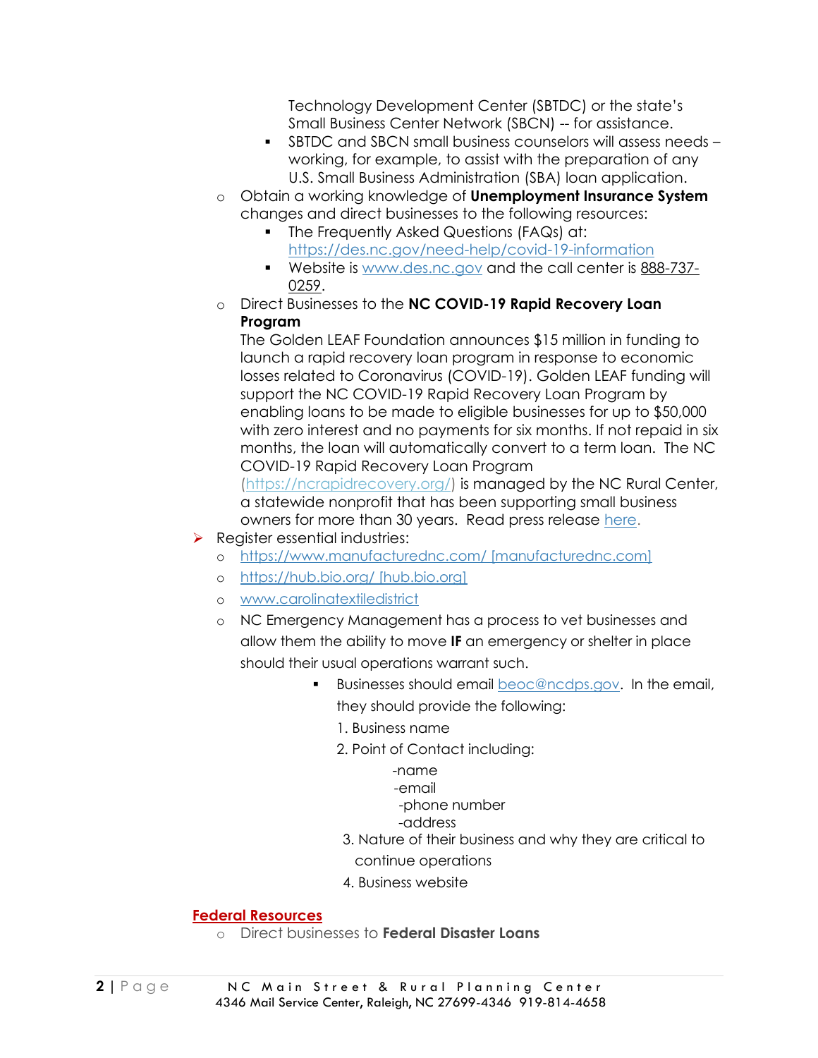Technology Development Center (SBTDC) or the state's Small Business Center Network (SBCN) -- for assistance.
    - SBTDC and SBCN small business counselors will assess needs – working, for example, to assist with the preparation of any U.S. Small Business Administration (SBA) loan application.
- Obtain a working knowledge of **Unemployment Insurance System** changes and direct businesses to the following resources:
    - The Frequently Asked Questions (FAQs) at: https://des.nc.gov/need-help/covid-19-information
    - Website is www.des.nc.gov and the call center is 888-737-0259.
- Direct Businesses to the **NC COVID-19 Rapid Recovery Loan Program**

  The Golden LEAF Foundation announces $15 million in funding to launch a rapid recovery loan program in response to economic losses related to Coronavirus (COVID-19). Golden LEAF funding will support the NC COVID-19 Rapid Recovery Loan Program by enabling loans to be made to eligible businesses for up to $50,000 with zero interest and no payments for six months. If not repaid in six months, the loan will automatically convert to a term loan. The NC COVID-19 Rapid Recovery Loan Program (https://ncrapidrecovery.org/) is managed by the NC Rural Center, a statewide nonprofit that has been supporting small business owners for more than 30 years. Read press release here.

- Register essential industries:
    - https://www.manufacturednc.com/ [manufacturednc.com]
    - https://hub.bio.org/ [hub.bio.org]
    - www.carolinatextiledistrict
    - NC Emergency Management has a process to vet businesses and allow them the ability to move **IF** an emergency or shelter in place should their usual operations warrant such.
        - Businesses should email beoc@ncdps.gov. In the email, they should provide the following:

          1. Business name
          2. Point of Contact including:
             - -name
             - -email
             - -phone number
             - -address
          3. Nature of their business and why they are critical to continue operations
          4. Business website

## Federal Resources

- Direct businesses to **Federal Disaster Loans**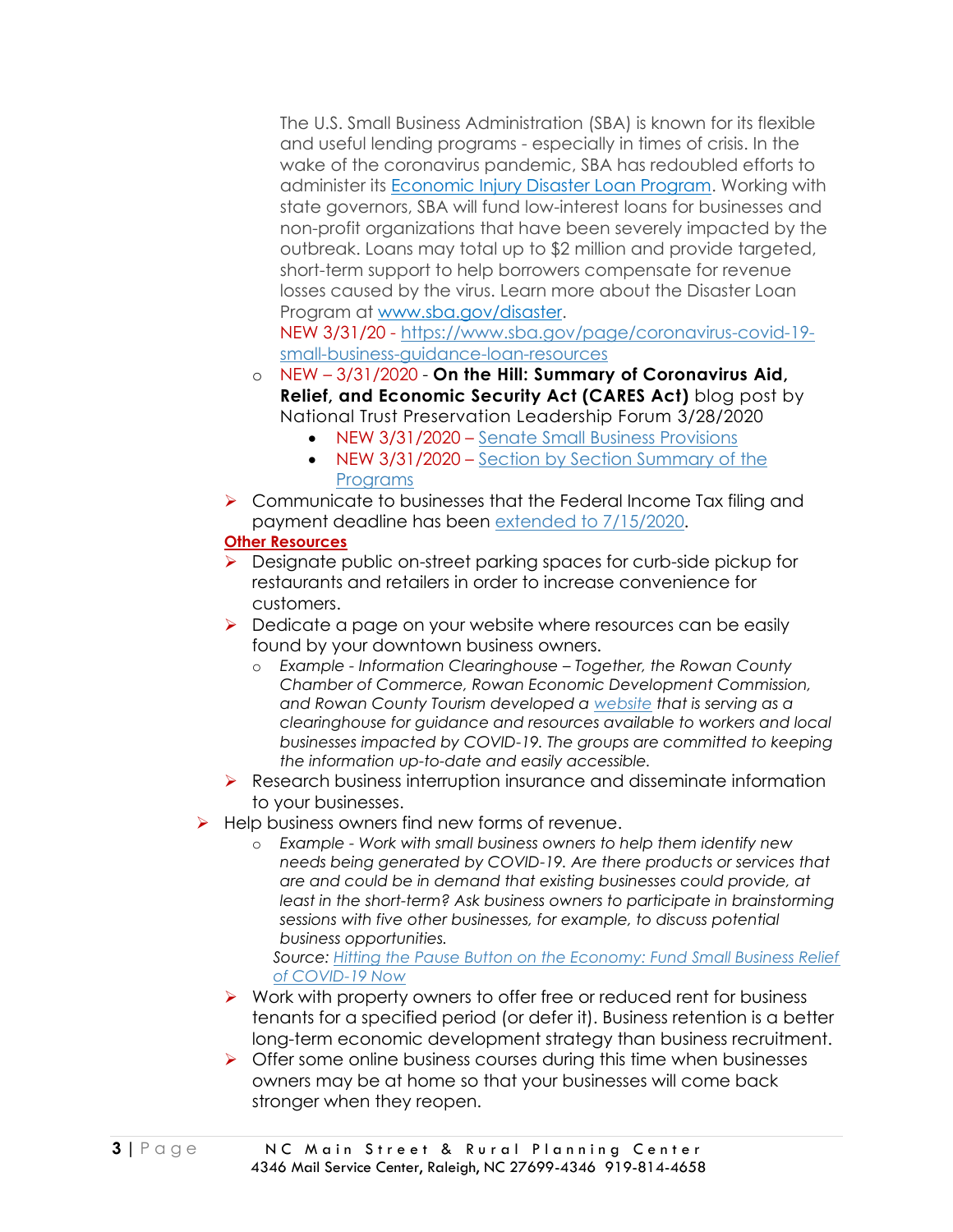The U.S. Small Business Administration (SBA) is known for its flexible and useful lending programs - especially in times of crisis. In the wake of the coronavirus pandemic, SBA has redoubled efforts to administer its [Economic Injury Disaster Loan Program](). Working with state governors, SBA will fund low-interest loans for businesses and non-profit organizations that have been severely impacted by the outbreak. Loans may total up to $2 million and provide targeted, short-term support to help borrowers compensate for revenue losses caused by the virus. Learn more about the Disaster Loan Program at www.sba.gov/disaster.
NEW 3/31/20 - https://www.sba.gov/page/coronavirus-covid-19-small-business-guidance-loan-resources

- NEW – 3/31/2020 - **On the Hill: Summary of Coronavirus Aid, Relief, and Economic Security Act (CARES Act)** blog post by National Trust Preservation Leadership Forum 3/28/2020
  - NEW 3/31/2020 – Senate Small Business Provisions
  - NEW 3/31/2020 – Section by Section Summary of the Programs

- Communicate to businesses that the Federal Income Tax filing and payment deadline has been extended to 7/15/2020.

**Other Resources**

- Designate public on-street parking spaces for curb-side pickup for restaurants and retailers in order to increase convenience for customers.
- Dedicate a page on your website where resources can be easily found by your downtown business owners.
  - *Example - Information Clearinghouse – Together, the Rowan County Chamber of Commerce, Rowan Economic Development Commission, and Rowan County Tourism developed a website that is serving as a clearinghouse for guidance and resources available to workers and local businesses impacted by COVID-19. The groups are committed to keeping the information up-to-date and easily accessible.*
- Research business interruption insurance and disseminate information to your businesses.

- Help business owners find new forms of revenue.
  - *Example - Work with small business owners to help them identify new needs being generated by COVID-19. Are there products or services that are and could be in demand that existing businesses could provide, at least in the short-term? Ask business owners to participate in brainstorming sessions with five other businesses, for example, to discuss potential business opportunities.*

  *Source: Hitting the Pause Button on the Economy: Fund Small Business Relief of COVID-19 Now*

- Work with property owners to offer free or reduced rent for business tenants for a specified period (or defer it). Business retention is a better long-term economic development strategy than business recruitment.
- Offer some online business courses during this time when businesses owners may be at home so that your businesses will come back stronger when they reopen.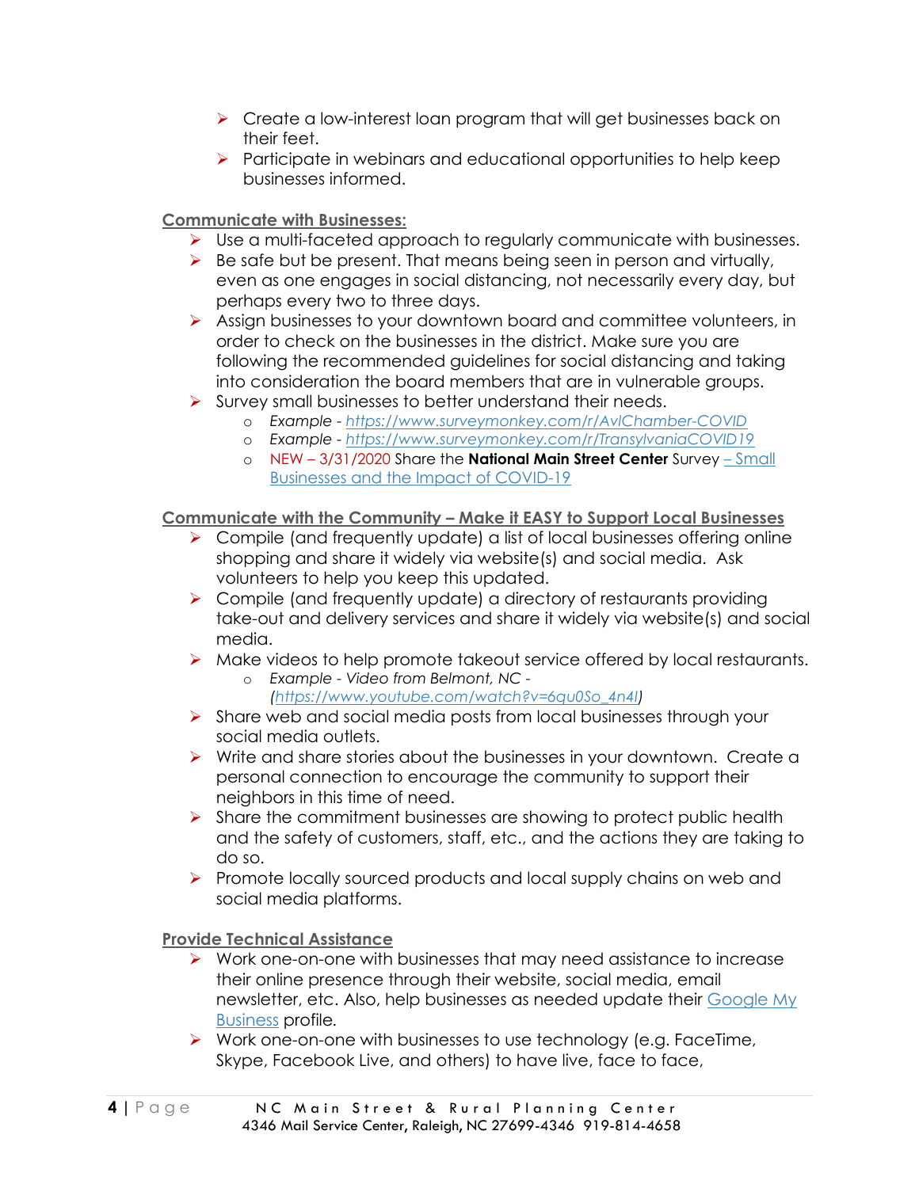- Create a low-interest loan program that will get businesses back on their feet.
- Participate in webinars and educational opportunities to help keep businesses informed.

## Communicate with Businesses:

- Use a multi-faceted approach to regularly communicate with businesses.
- Be safe but be present. That means being seen in person and virtually, even as one engages in social distancing, not necessarily every day, but perhaps every two to three days.
- Assign businesses to your downtown board and committee volunteers, in order to check on the businesses in the district. Make sure you are following the recommended guidelines for social distancing and taking into consideration the board members that are in vulnerable groups.
- Survey small businesses to better understand their needs.
  - *Example* - [https://www.surveymonkey.com/r/AvlChamber-COVID](https://www.surveymonkey.com/r/AvlChamber-COVID)
  - *Example* - [https://www.surveymonkey.com/r/TransylvaniaCOVID19](https://www.surveymonkey.com/r/TransylvaniaCOVID19)
  - NEW – 3/31/2020 Share the **National Main Street Center** Survey [– Small Businesses and the Impact of COVID-19]()

## Communicate with the Community – Make it EASY to Support Local Businesses

- Compile (and frequently update) a list of local businesses offering online shopping and share it widely via website(s) and social media. Ask volunteers to help you keep this updated.
- Compile (and frequently update) a directory of restaurants providing take-out and delivery services and share it widely via website(s) and social media.
- Make videos to help promote takeout service offered by local restaurants.
  - *Example - Video from Belmont, NC - ([https://www.youtube.com/watch?v=6qu0So_4n4I](https://www.youtube.com/watch?v=6qu0So_4n4I))*
- Share web and social media posts from local businesses through your social media outlets.
- Write and share stories about the businesses in your downtown. Create a personal connection to encourage the community to support their neighbors in this time of need.
- Share the commitment businesses are showing to protect public health and the safety of customers, staff, etc., and the actions they are taking to do so.
- Promote locally sourced products and local supply chains on web and social media platforms.

## Provide Technical Assistance

- Work one-on-one with businesses that may need assistance to increase their online presence through their website, social media, email newsletter, etc. Also, help businesses as needed update their [Google My Business]() profile.
- Work one-on-one with businesses to use technology (e.g. FaceTime, Skype, Facebook Live, and others) to have live, face to face,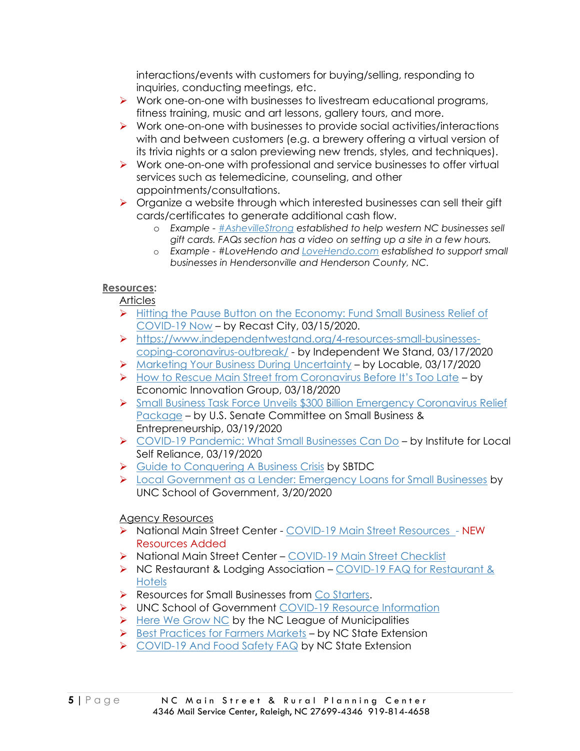interactions/events with customers for buying/selling, responding to inquiries, conducting meetings, etc.

- Work one-on-one with businesses to livestream educational programs, fitness training, music and art lessons, gallery tours, and more.
- Work one-on-one with businesses to provide social activities/interactions with and between customers (e.g. a brewery offering a virtual version of its trivia nights or a salon previewing new trends, styles, and techniques).
- Work one-on-one with professional and service businesses to offer virtual services such as telemedicine, counseling, and other appointments/consultations.
- Organize a website through which interested businesses can sell their gift cards/certificates to generate additional cash flow.
  - *Example - #AshevilleStrong established to help western NC businesses sell gift cards. FAQs section has a video on setting up a site in a few hours.*
  - *Example - #LoveHendo and LoveHendo.com established to support small businesses in Hendersonville and Henderson County, NC.*

**Resources:**

Articles

- Hitting the Pause Button on the Economy: Fund Small Business Relief of COVID-19 Now – by Recast City, 03/15/2020.
- https://www.independentwestand.org/4-resources-small-businesses-coping-coronavirus-outbreak/ - by Independent We Stand, 03/17/2020
- Marketing Your Business During Uncertainty – by Locable, 03/17/2020
- How to Rescue Main Street from Coronavirus Before It's Too Late – by Economic Innovation Group, 03/18/2020
- Small Business Task Force Unveils $300 Billion Emergency Coronavirus Relief Package – by U.S. Senate Committee on Small Business & Entrepreneurship, 03/19/2020
- COVID-19 Pandemic: What Small Businesses Can Do – by Institute for Local Self Reliance, 03/19/2020
- Guide to Conquering A Business Crisis by SBTDC
- Local Government as a Lender: Emergency Loans for Small Businesses by UNC School of Government, 3/20/2020

Agency Resources

- National Main Street Center - COVID-19 Main Street Resources - NEW Resources Added
- National Main Street Center – COVID-19 Main Street Checklist
- NC Restaurant & Lodging Association – COVID-19 FAQ for Restaurant & Hotels
- Resources for Small Businesses from Co Starters.
- UNC School of Government COVID-19 Resource Information
- Here We Grow NC by the NC League of Municipalities
- Best Practices for Farmers Markets – by NC State Extension
- COVID-19 And Food Safety FAQ by NC State Extension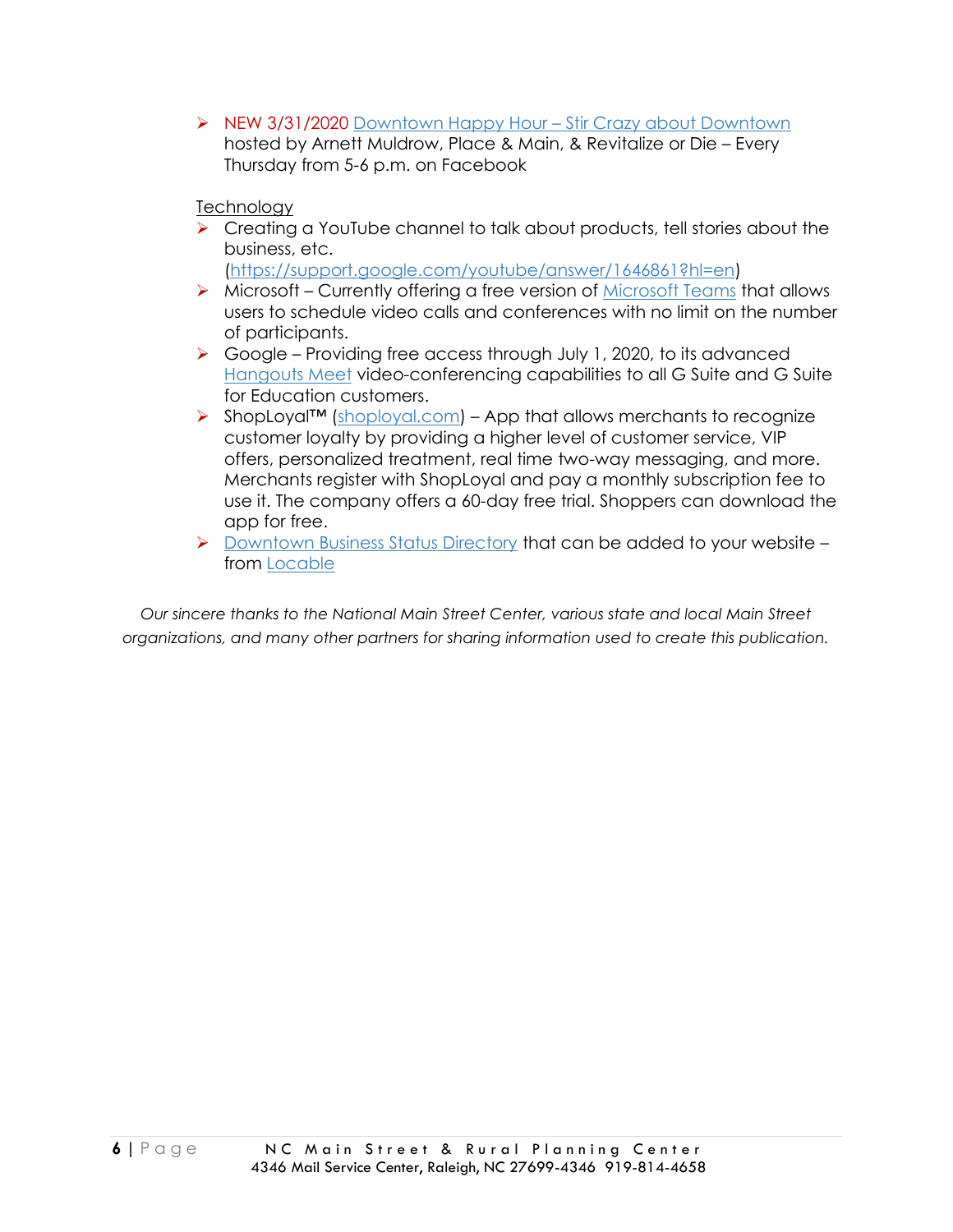- NEW 3/31/2020 Downtown Happy Hour – Stir Crazy about Downtown hosted by Arnett Muldrow, Place & Main, & Revitalize or Die – Every Thursday from 5-6 p.m. on Facebook

Technology

- Creating a YouTube channel to talk about products, tell stories about the business, etc. (https://support.google.com/youtube/answer/1646861?hl=en)
- Microsoft – Currently offering a free version of Microsoft Teams that allows users to schedule video calls and conferences with no limit on the number of participants.
- Google – Providing free access through July 1, 2020, to its advanced Hangouts Meet video-conferencing capabilities to all G Suite and G Suite for Education customers.
- ShopLoyal™ (shoployal.com) – App that allows merchants to recognize customer loyalty by providing a higher level of customer service, VIP offers, personalized treatment, real time two-way messaging, and more. Merchants register with ShopLoyal and pay a monthly subscription fee to use it. The company offers a 60-day free trial. Shoppers can download the app for free.
- Downtown Business Status Directory that can be added to your website – from Locable

*Our sincere thanks to the National Main Street Center, various state and local Main Street organizations, and many other partners for sharing information used to create this publication.*